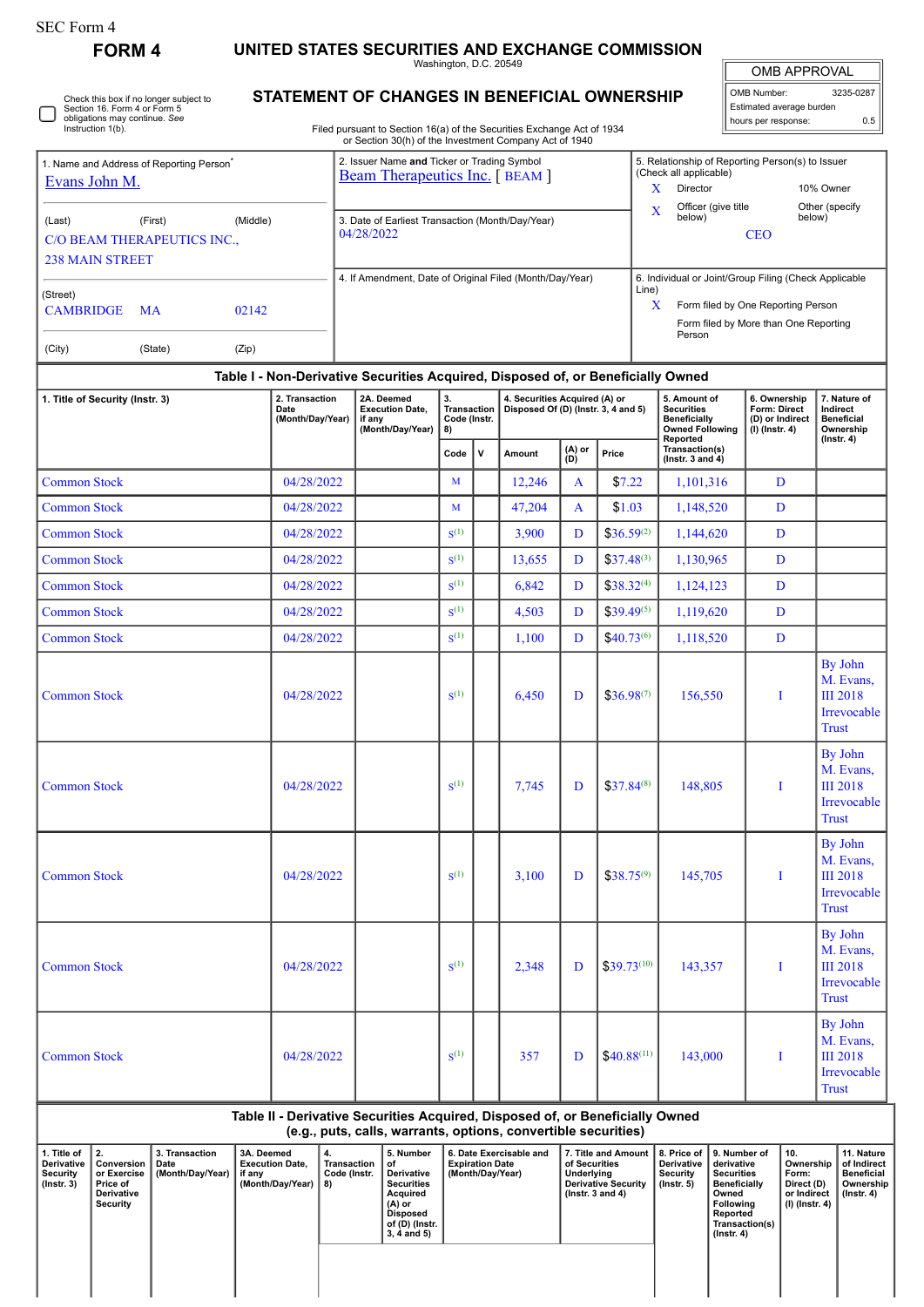SEC Form 4

# FORM 4

# UNITED STATES SECURITIES AND EXCHANGE COMMISSION

Washington, D.C. 20549

## STATEMENT OF CHANGES IN BENEFICIAL OWNERSHIP

Filed pursuant to Section 16(a) of the Securities Exchange Act of 1934 or Section 30(h) of the Investment Company Act of 1940

| OMB APPROVAL | |
|---|---|
| OMB Number: | 3235-0287 |
| Estimated average burden | |
| hours per response: | 0.5 |

☐ Check this box if no longer subject to Section 16. Form 4 or Form 5 obligations may continue. *See* Instruction 1(b).

**1. Name and Address of Reporting Person***

Evans John M.

(Last) (First) (Middle)

C/O BEAM THERAPEUTICS INC., 238 MAIN STREET

(Street)

CAMBRIDGE MA 02142

(City) (State) (Zip)

**2. Issuer Name and Ticker or Trading Symbol**

Beam Therapeutics Inc. [ BEAM ]

**3. Date of Earliest Transaction (Month/Day/Year)**

04/28/2022

**4. If Amendment, Date of Original Filed (Month/Day/Year)**

**5. Relationship of Reporting Person(s) to Issuer (Check all applicable)**

X Director

10% Owner

X Officer (give title below)

Other (specify below)

CEO

**6. Individual or Joint/Group Filing (Check Applicable Line)**

X Form filed by One Reporting Person

Form filed by More than One Reporting Person

### Table I - Non-Derivative Securities Acquired, Disposed of, or Beneficially Owned

| 1. Title of Security (Instr. 3) | 2. Transaction Date (Month/Day/Year) | 2A. Deemed Execution Date, if any (Month/Day/Year) | 3. Transaction Code (Instr. 8) | | 4. Securities Acquired (A) or Disposed Of (D) (Instr. 3, 4 and 5) | | | 5. Amount of Securities Beneficially Owned Following Reported Transaction(s) (Instr. 3 and 4) | 6. Ownership Form: Direct (D) or Indirect (I) (Instr. 4) | 7. Nature of Indirect Beneficial Ownership (Instr. 4) |
|---|---|---|---|---|---|---|---|---|---|---|
| | | | Code | V | Amount | (A) or (D) | Price | | | |
| Common Stock | 04/28/2022 | | M | | 12,246 | A | $7.22 | 1,101,316 | D | |
| Common Stock | 04/28/2022 | | M | | 47,204 | A | $1.03 | 1,148,520 | D | |
| Common Stock | 04/28/2022 | | S[1] | | 3,900 | D | $36.59[2] | 1,144,620 | D | |
| Common Stock | 04/28/2022 | | S[1] | | 13,655 | D | $37.48[3] | 1,130,965 | D | |
| Common Stock | 04/28/2022 | | S[1] | | 6,842 | D | $38.32[4] | 1,124,123 | D | |
| Common Stock | 04/28/2022 | | S[1] | | 4,503 | D | $39.49[5] | 1,119,620 | D | |
| Common Stock | 04/28/2022 | | S[1] | | 1,100 | D | $40.73[6] | 1,118,520 | D | |
| Common Stock | 04/28/2022 | | S[1] | | 6,450 | D | $36.98[7] | 156,550 | I | By John M. Evans, III 2018 Irrevocable Trust |
| Common Stock | 04/28/2022 | | S[1] | | 7,745 | D | $37.84[8] | 148,805 | I | By John M. Evans, III 2018 Irrevocable Trust |
| Common Stock | 04/28/2022 | | S[1] | | 3,100 | D | $38.75[9] | 145,705 | I | By John M. Evans, III 2018 Irrevocable Trust |
| Common Stock | 04/28/2022 | | S[1] | | 2,348 | D | $39.73[10] | 143,357 | I | By John M. Evans, III 2018 Irrevocable Trust |
| Common Stock | 04/28/2022 | | S[1] | | 357 | D | $40.88[11] | 143,000 | I | By John M. Evans, III 2018 Irrevocable Trust |

### Table II - Derivative Securities Acquired, Disposed of, or Beneficially Owned (e.g., puts, calls, warrants, options, convertible securities)

| 1. Title of Derivative Security (Instr. 3) | 2. Conversion or Exercise Price of Derivative Security | 3. Transaction Date (Month/Day/Year) | 3A. Deemed Execution Date, if any (Month/Day/Year) | 4. Transaction Code (Instr. 8) | 5. Number of Derivative Securities Acquired (A) or Disposed of (D) (Instr. 3, 4 and 5) | 6. Date Exercisable and Expiration Date (Month/Day/Year) | 7. Title and Amount of Securities Underlying Derivative Security (Instr. 3 and 4) | 8. Price of Derivative Security (Instr. 5) | 9. Number of derivative Securities Beneficially Owned Following Reported Transaction(s) (Instr. 4) | 10. Ownership Form: Direct (D) or Indirect (I) (Instr. 4) | 11. Nature of Indirect Beneficial Ownership (Instr. 4) |
|---|---|---|---|---|---|---|---|---|---|---|---|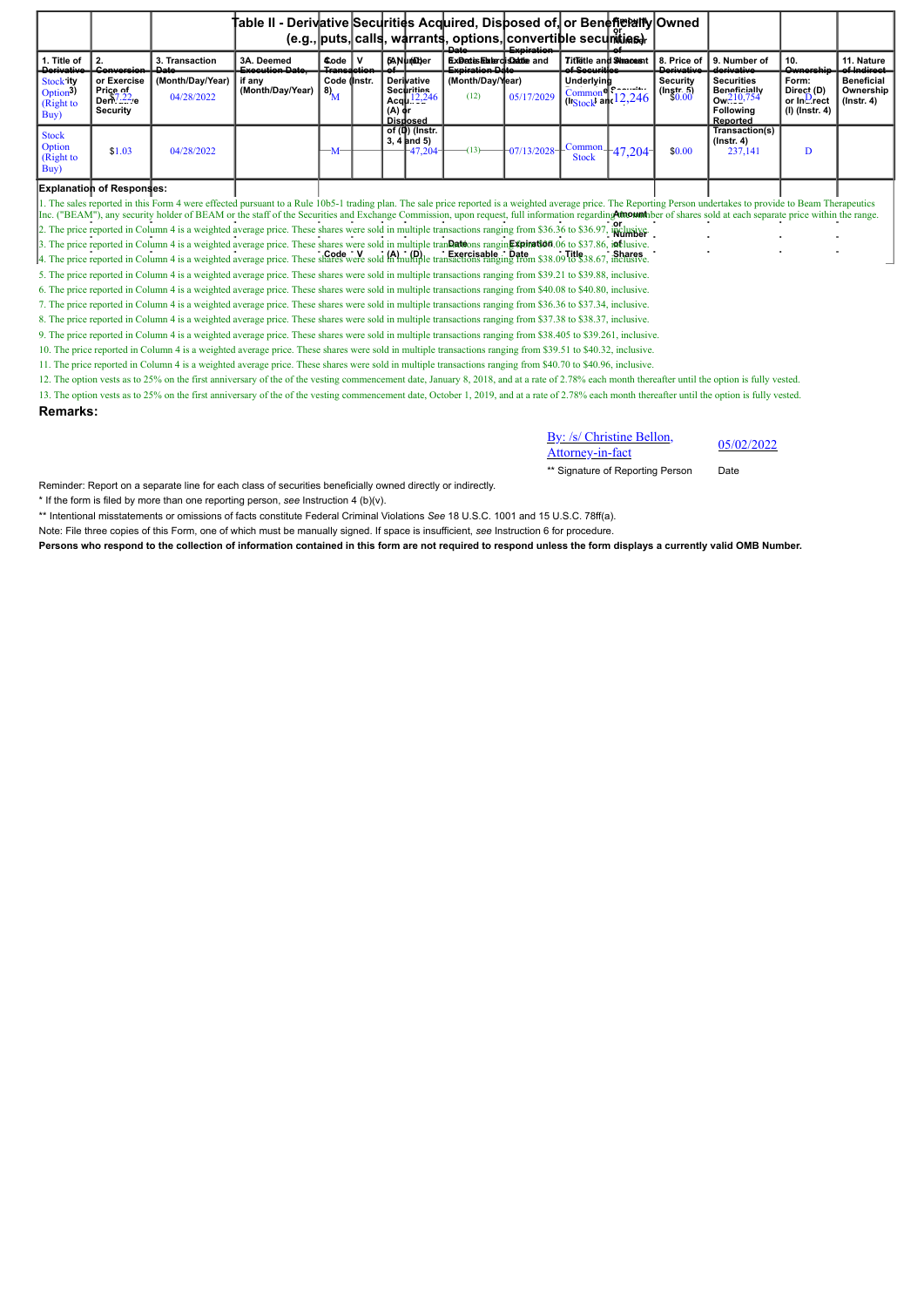## Table II - Derivative Securities Acquired, Disposed of, or Beneficially Owned
### (e.g., puts, calls, warrants, options, convertible securities)

| 1. Title of Derivative Security (Instr. 3) | 2. Conversion or Exercise Price of Derivative Security | 3. Transaction Date (Month/Day/Year) | 3A. Deemed Execution Date, if any (Month/Day/Year) | 4. Transaction Code (Instr. 8) | | 5. Number of Derivative Securities Acquired (A) or Disposed of (D) (Instr. 3, 4 and 5) | | 6. Date Exercisable and Expiration Date (Month/Day/Year) | | 7. Title and Amount of Securities Underlying Derivative Security (Instr. 3 and 4) | | 8. Price of Derivative Security (Instr. 5) | 9. Number of derivative Securities Beneficially Owned Following Reported Transaction(s) (Instr. 4) | 10. Ownership Form: Direct (D) or Indirect (I) (Instr. 4) | 11. Nature of Indirect Beneficial Ownership (Instr. 4) |
|---|---|---|---|---|---|---|---|---|---|---|---|---|---|---|---|
| | | | | Code | V | (A) | (D) | Date Exercisable | Expiration Date | Title | Amount or Number of Shares | | | | |
| Stock Option (Right to Buy) | $7.22 | 04/28/2022 | | M | | | 12,246 | (12) | 05/17/2029 | Common Stock | 12,246 | $0.00 | 210,754 | D | |
| Stock Option (Right to Buy) | $1.03 | 04/28/2022 | | M | | | 47,204 | (13) | 07/13/2028 | Common Stock | 47,204 | $0.00 | 237,141 | D | |

**Explanation of Responses:**

1. The sales reported in this Form 4 were effected pursuant to a Rule 10b5-1 trading plan. The sale price reported is a weighted average price. The Reporting Person undertakes to provide to Beam Therapeutics Inc. ("BEAM"), any security holder of BEAM or the staff of the Securities and Exchange Commission, upon request, full information regarding the number of shares sold at each separate price within the range.
2. The price reported in Column 4 is a weighted average price. These shares were sold in multiple transactions ranging from $36.36 to $36.97, inclusive.
3. The price reported in Column 4 is a weighted average price. These shares were sold in multiple transactions ranging from $37.06 to $37.86, inclusive.
4. The price reported in Column 4 is a weighted average price. These shares were sold in multiple transactions ranging from $38.09 to $38.67, inclusive.
5. The price reported in Column 4 is a weighted average price. These shares were sold in multiple transactions ranging from $39.21 to $39.88, inclusive.
6. The price reported in Column 4 is a weighted average price. These shares were sold in multiple transactions ranging from $40.08 to $40.80, inclusive.
7. The price reported in Column 4 is a weighted average price. These shares were sold in multiple transactions ranging from $36.36 to $37.34, inclusive.
8. The price reported in Column 4 is a weighted average price. These shares were sold in multiple transactions ranging from $37.38 to $38.37, inclusive.
9. The price reported in Column 4 is a weighted average price. These shares were sold in multiple transactions ranging from $38.405 to $39.261, inclusive.
10. The price reported in Column 4 is a weighted average price. These shares were sold in multiple transactions ranging from $39.51 to $40.32, inclusive.
11. The price reported in Column 4 is a weighted average price. These shares were sold in multiple transactions ranging from $40.70 to $40.96, inclusive.
12. The option vests as to 25% on the first anniversary of the of the vesting commencement date, January 8, 2018, and at a rate of 2.78% each month thereafter until the option is fully vested.
13. The option vests as to 25% on the first anniversary of the of the vesting commencement date, October 1, 2019, and at a rate of 2.78% each month thereafter until the option is fully vested.

**Remarks:**

By: /s/ Christine Bellon, Attorney-in-fact — 05/02/2022

** Signature of Reporting Person — Date

Reminder: Report on a separate line for each class of securities beneficially owned directly or indirectly.

* If the form is filed by more than one reporting person, *see* Instruction 4 (b)(v).

** Intentional misstatements or omissions of facts constitute Federal Criminal Violations *See* 18 U.S.C. 1001 and 15 U.S.C. 78ff(a).

Note: File three copies of this Form, one of which must be manually signed. If space is insufficient, *see* Instruction 6 for procedure.

**Persons who respond to the collection of information contained in this form are not required to respond unless the form displays a currently valid OMB Number.**